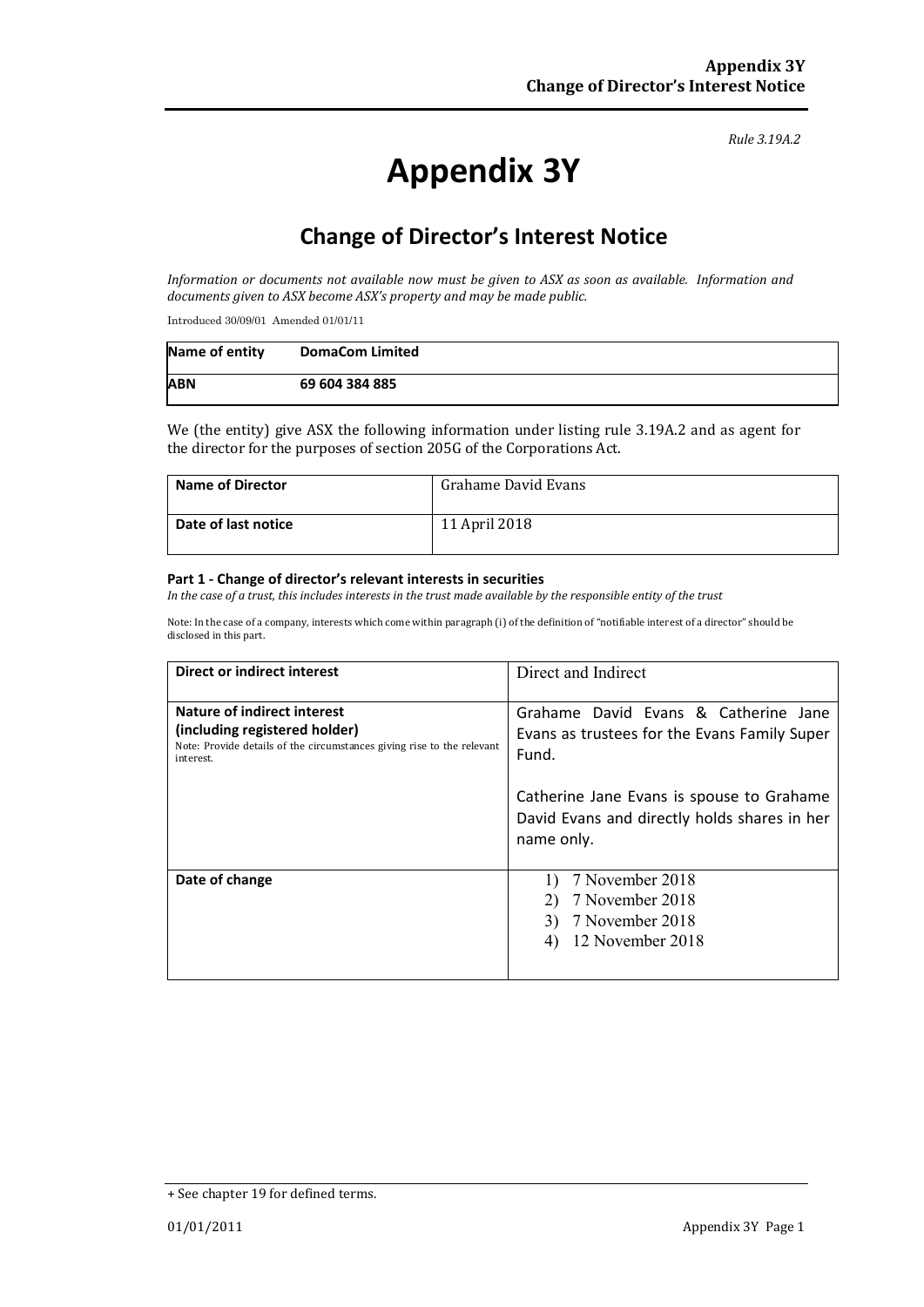*Rule 3.19A.2*

# Appendix 3Y

## Change of Director's Interest Notice

*Information or documents not available now must be given to ASX as soon as available. Information and documents given to ASX become ASX's property and may be made public.*

Introduced 30/09/01 Amended 01/01/11

| Name of entity | DomaCom Limited |
|---|---|
| **ABN** | **69 604 384 885** |

We (the entity) give ASX the following information under listing rule 3.19A.2 and as agent for the director for the purposes of section 205G of the Corporations Act.

| Name of Director | Grahame David Evans |
|---|---|
| **Date of last notice** | 11 April 2018 |

#### Part 1 - Change of director's relevant interests in securities

*In the case of a trust, this includes interests in the trust made available by the responsible entity of the trust*

Note: In the case of a company, interests which come within paragraph (i) of the definition of "notifiable interest of a director" should be disclosed in this part.

| Direct or indirect interest | Direct and Indirect |
|---|---|
| **Nature of indirect interest (including registered holder)**<br>Note: Provide details of the circumstances giving rise to the relevant interest. | Grahame David Evans & Catherine Jane Evans as trustees for the Evans Family Super Fund.<br><br>Catherine Jane Evans is spouse to Grahame David Evans and directly holds shares in her name only. |
| **Date of change** | 1) 7 November 2018<br>2) 7 November 2018<br>3) 7 November 2018<br>4) 12 November 2018 |

+ See chapter 19 for defined terms.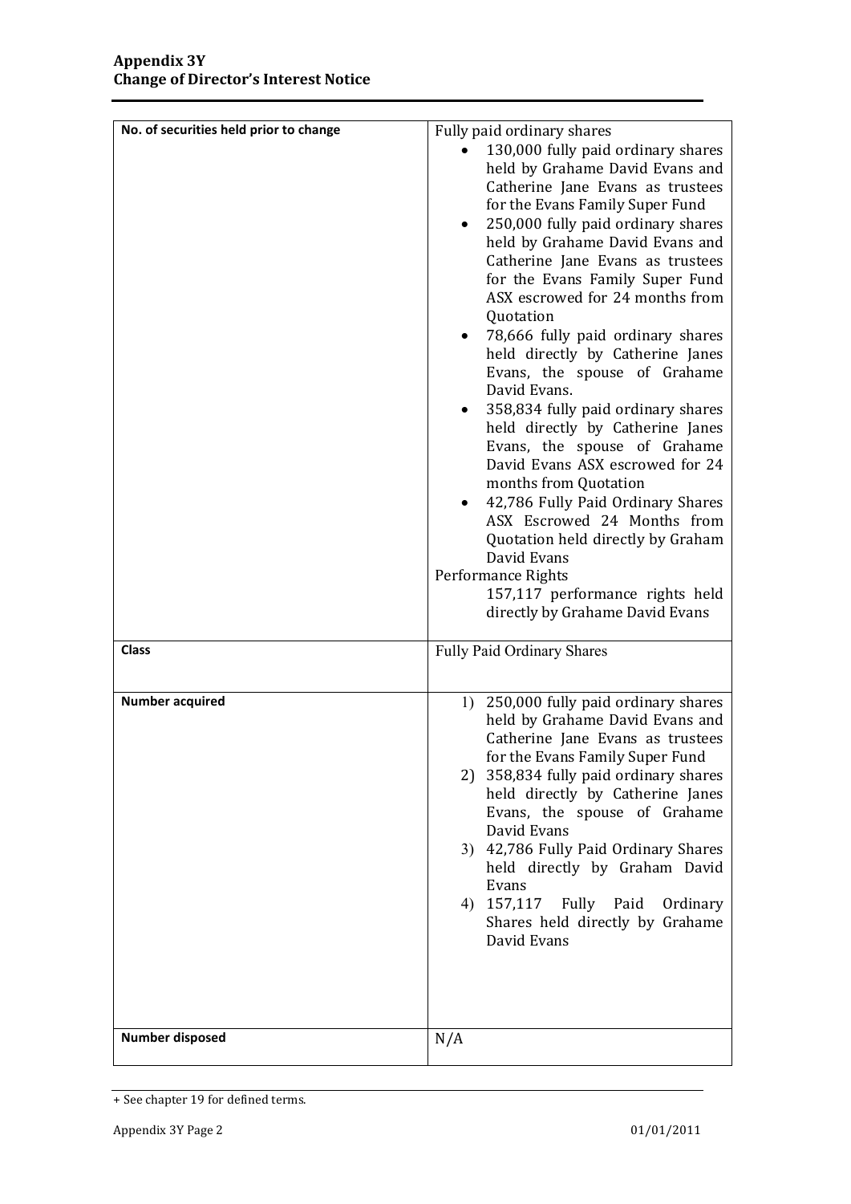| No. of securities held prior to change | Fully paid ordinary shares<br>• 130,000 fully paid ordinary shares held by Grahame David Evans and Catherine Jane Evans as trustees for the Evans Family Super Fund<br>• 250,000 fully paid ordinary shares held by Grahame David Evans and Catherine Jane Evans as trustees for the Evans Family Super Fund ASX escrowed for 24 months from Quotation<br>• 78,666 fully paid ordinary shares held directly by Catherine Janes Evans, the spouse of Grahame David Evans.<br>• 358,834 fully paid ordinary shares held directly by Catherine Janes Evans, the spouse of Grahame David Evans ASX escrowed for 24 months from Quotation<br>• 42,786 Fully Paid Ordinary Shares ASX Escrowed 24 Months from Quotation held directly by Graham David Evans<br>Performance Rights<br>157,117 performance rights held directly by Grahame David Evans |
|---|---|
| **Class** | Fully Paid Ordinary Shares |
| **Number acquired** | 1) 250,000 fully paid ordinary shares held by Grahame David Evans and Catherine Jane Evans as trustees for the Evans Family Super Fund<br>2) 358,834 fully paid ordinary shares held directly by Catherine Janes Evans, the spouse of Grahame David Evans<br>3) 42,786 Fully Paid Ordinary Shares held directly by Graham David Evans<br>4) 157,117 Fully Paid Ordinary Shares held directly by Grahame David Evans |
| **Number disposed** | N/A |

+ See chapter 19 for defined terms.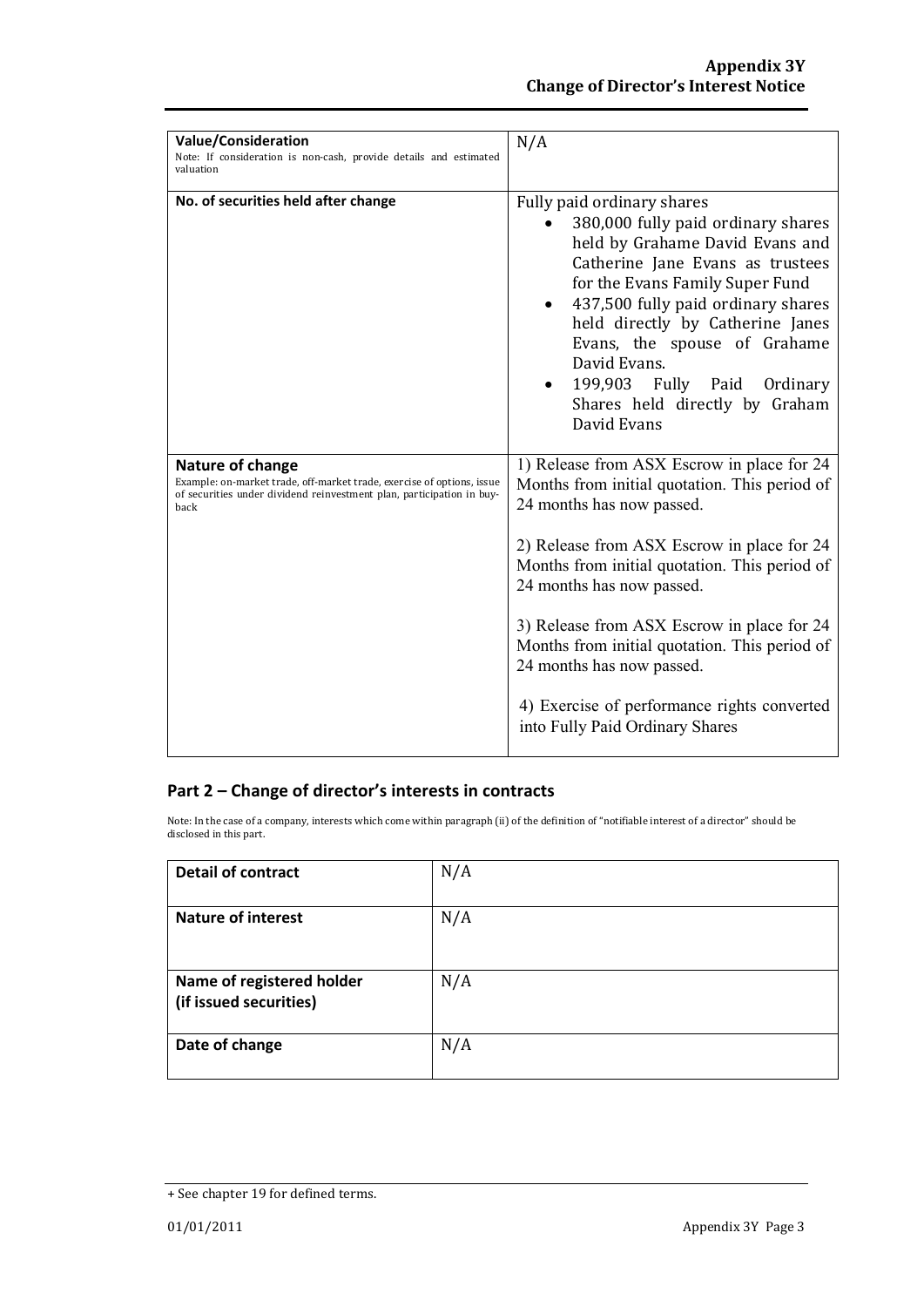| **Value/Consideration**<br>Note: If consideration is non-cash, provide details and estimated valuation | N/A |
|---|---|
| **No. of securities held after change** | Fully paid ordinary shares<br>• 380,000 fully paid ordinary shares held by Grahame David Evans and Catherine Jane Evans as trustees for the Evans Family Super Fund<br>• 437,500 fully paid ordinary shares held directly by Catherine Janes Evans, the spouse of Grahame David Evans.<br>• 199,903 Fully Paid Ordinary Shares held directly by Graham David Evans |
| **Nature of change**<br>Example: on-market trade, off-market trade, exercise of options, issue of securities under dividend reinvestment plan, participation in buy-back | 1) Release from ASX Escrow in place for 24 Months from initial quotation. This period of 24 months has now passed.<br><br>2) Release from ASX Escrow in place for 24 Months from initial quotation. This period of 24 months has now passed.<br><br>3) Release from ASX Escrow in place for 24 Months from initial quotation. This period of 24 months has now passed.<br><br>4) Exercise of performance rights converted into Fully Paid Ordinary Shares |

## Part 2 – Change of director's interests in contracts

Note: In the case of a company, interests which come within paragraph (ii) of the definition of "notifiable interest of a director" should be disclosed in this part.

| **Detail of contract** | N/A |
|---|---|
| **Nature of interest** | N/A |
| **Name of registered holder (if issued securities)** | N/A |
| **Date of change** | N/A |

+ See chapter 19 for defined terms.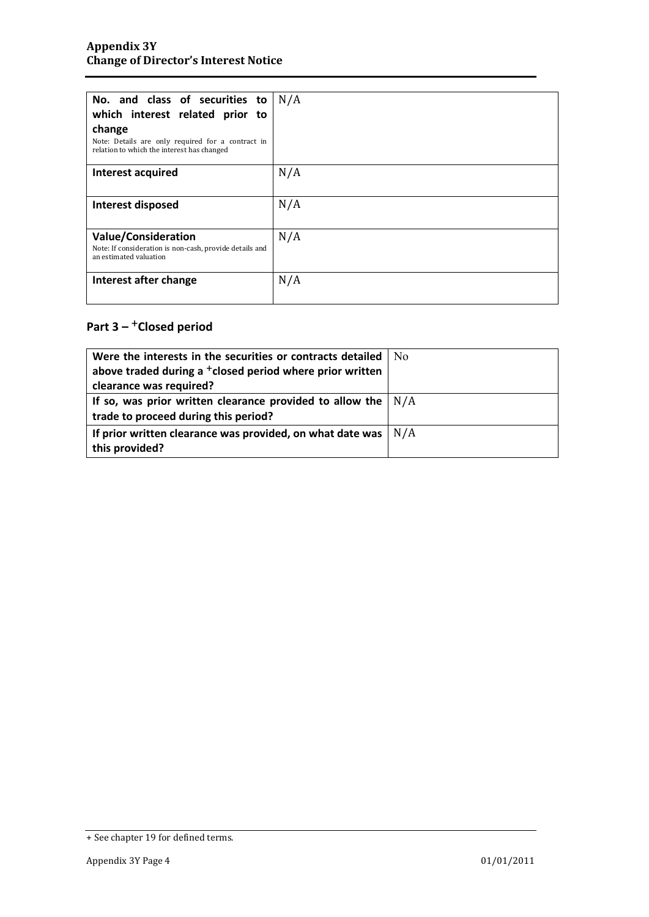| | |
|---|---|
| **No. and class of securities to which interest related prior to change**<br>Note: Details are only required for a contract in relation to which the interest has changed | N/A |
| **Interest acquired** | N/A |
| **Interest disposed** | N/A |
| **Value/Consideration**<br>Note: If consideration is non-cash, provide details and an estimated valuation | N/A |
| **Interest after change** | N/A |

## Part 3 – +Closed period

| | |
|---|---|
| **Were the interests in the securities or contracts detailed above traded during a +closed period where prior written clearance was required?** | No |
| **If so, was prior written clearance provided to allow the trade to proceed during this period?** | N/A |
| **If prior written clearance was provided, on what date was this provided?** | N/A |

+ See chapter 19 for defined terms.